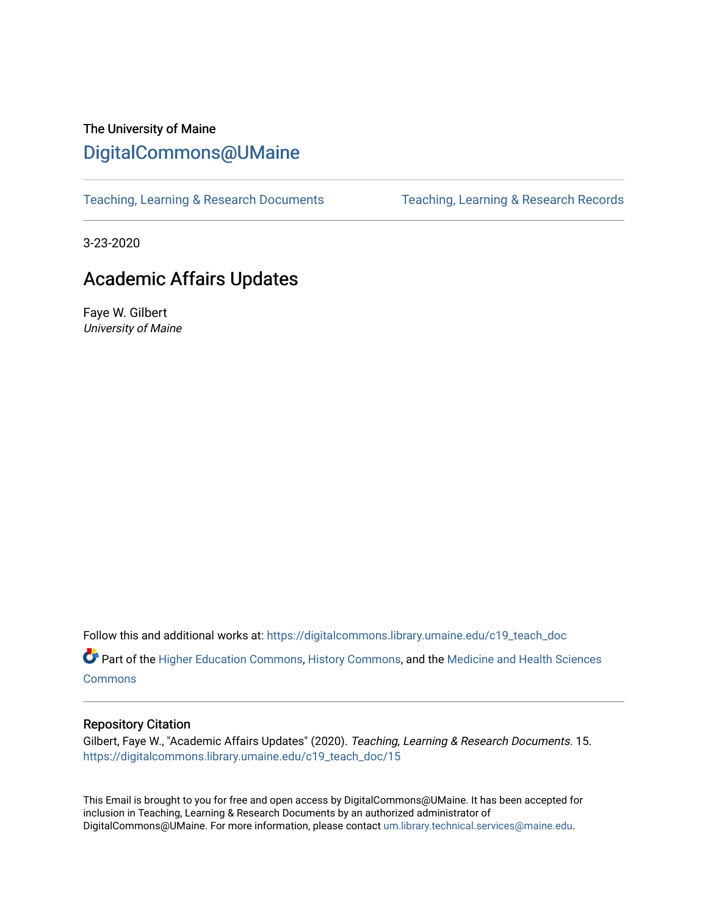The University of Maine

# DigitalCommons@UMaine

Teaching, Learning & Research Documents | Teaching, Learning & Research Records

3-23-2020

## Academic Affairs Updates

Faye W. Gilbert
*University of Maine*

Follow this and additional works at: https://digitalcommons.library.umaine.edu/c19_teach_doc

Part of the Higher Education Commons, History Commons, and the Medicine and Health Sciences Commons

### Repository Citation

Gilbert, Faye W., "Academic Affairs Updates" (2020). *Teaching, Learning & Research Documents*. 15.
https://digitalcommons.library.umaine.edu/c19_teach_doc/15

This Email is brought to you for free and open access by DigitalCommons@UMaine. It has been accepted for inclusion in Teaching, Learning & Research Documents by an authorized administrator of DigitalCommons@UMaine. For more information, please contact um.library.technical.services@maine.edu.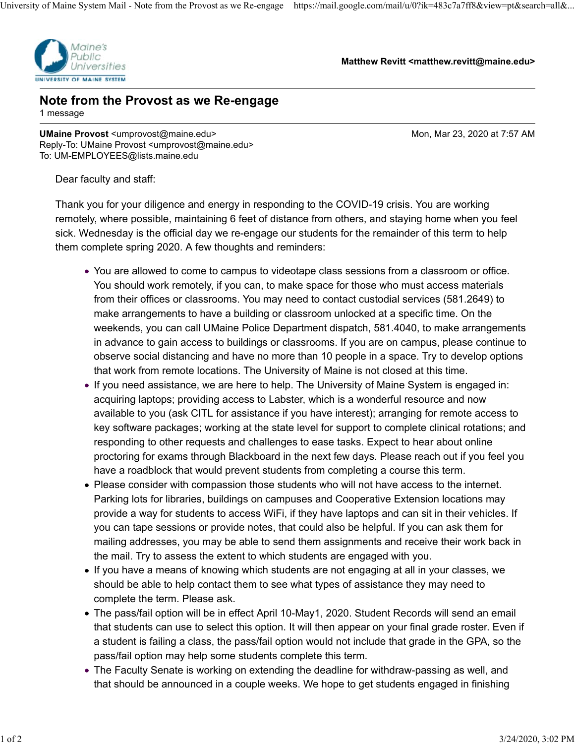Maine's Public Universities
UNIVERSITY OF MAINE SYSTEM

**Matthew Revitt <matthew.revitt@maine.edu>**

---

# Note from the Provost as we Re-engage

1 message

---

**UMaine Provost** <umprovost@maine.edu>
Mon, Mar 23, 2020 at 7:57 AM
Reply-To: UMaine Provost <umprovost@maine.edu>
To: UM-EMPLOYEES@lists.maine.edu

Dear faculty and staff:

Thank you for your diligence and energy in responding to the COVID-19 crisis. You are working remotely, where possible, maintaining 6 feet of distance from others, and staying home when you feel sick. Wednesday is the official day we re-engage our students for the remainder of this term to help them complete spring 2020. A few thoughts and reminders:

- You are allowed to come to campus to videotape class sessions from a classroom or office. You should work remotely, if you can, to make space for those who must access materials from their offices or classrooms. You may need to contact custodial services (581.2649) to make arrangements to have a building or classroom unlocked at a specific time. On the weekends, you can call UMaine Police Department dispatch, 581.4040, to make arrangements in advance to gain access to buildings or classrooms. If you are on campus, please continue to observe social distancing and have no more than 10 people in a space. Try to develop options that work from remote locations. The University of Maine is not closed at this time.
- If you need assistance, we are here to help. The University of Maine System is engaged in: acquiring laptops; providing access to Labster, which is a wonderful resource and now available to you (ask CITL for assistance if you have interest); arranging for remote access to key software packages; working at the state level for support to complete clinical rotations; and responding to other requests and challenges to ease tasks. Expect to hear about online proctoring for exams through Blackboard in the next few days. Please reach out if you feel you have a roadblock that would prevent students from completing a course this term.
- Please consider with compassion those students who will not have access to the internet. Parking lots for libraries, buildings on campuses and Cooperative Extension locations may provide a way for students to access WiFi, if they have laptops and can sit in their vehicles. If you can tape sessions or provide notes, that could also be helpful. If you can ask them for mailing addresses, you may be able to send them assignments and receive their work back in the mail. Try to assess the extent to which students are engaged with you.
- If you have a means of knowing which students are not engaging at all in your classes, we should be able to help contact them to see what types of assistance they may need to complete the term. Please ask.
- The pass/fail option will be in effect April 10-May1, 2020. Student Records will send an email that students can use to select this option. It will then appear on your final grade roster. Even if a student is failing a class, the pass/fail option would not include that grade in the GPA, so the pass/fail option may help some students complete this term.
- The Faculty Senate is working on extending the deadline for withdraw-passing as well, and that should be announced in a couple weeks. We hope to get students engaged in finishing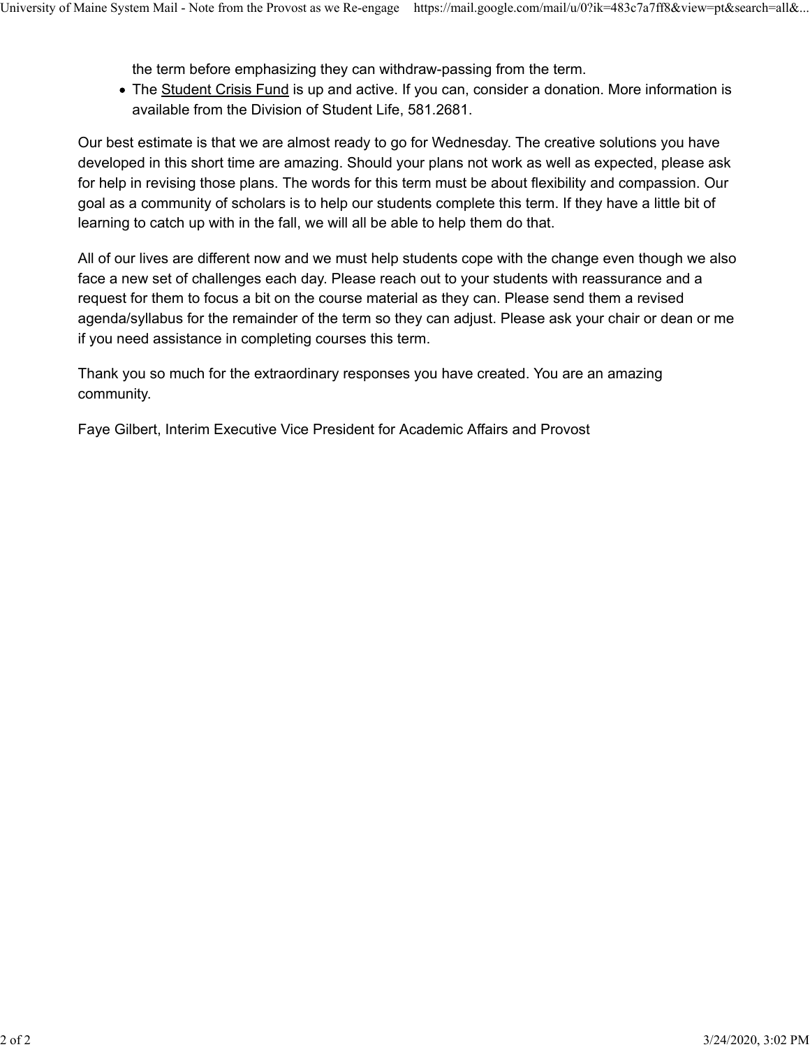the term before emphasizing they can withdraw-passing from the term.

- The Student Crisis Fund is up and active. If you can, consider a donation. More information is available from the Division of Student Life, 581.2681.

Our best estimate is that we are almost ready to go for Wednesday. The creative solutions you have developed in this short time are amazing. Should your plans not work as well as expected, please ask for help in revising those plans. The words for this term must be about flexibility and compassion. Our goal as a community of scholars is to help our students complete this term. If they have a little bit of learning to catch up with in the fall, we will all be able to help them do that.

All of our lives are different now and we must help students cope with the change even though we also face a new set of challenges each day. Please reach out to your students with reassurance and a request for them to focus a bit on the course material as they can. Please send them a revised agenda/syllabus for the remainder of the term so they can adjust. Please ask your chair or dean or me if you need assistance in completing courses this term.

Thank you so much for the extraordinary responses you have created. You are an amazing community.

Faye Gilbert, Interim Executive Vice President for Academic Affairs and Provost